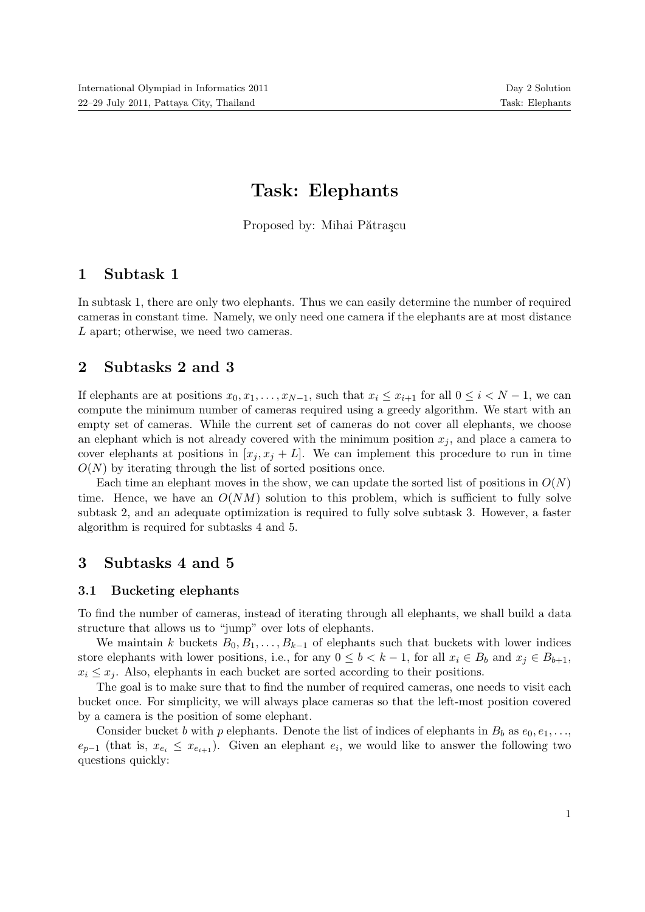# Task: Elephants

Proposed by: Mihai Pătraşcu

## 1 Subtask 1

In subtask 1, there are only two elephants. Thus we can easily determine the number of required cameras in constant time. Namely, we only need one camera if the elephants are at most distance $L$ apart; otherwise, we need two cameras.

## 2 Subtasks 2 and 3

If elephants are at positions $x_0, x_1, \ldots, x_{N-1}$, such that $x_i \leq x_{i+1}$ for all $0 \leq i < N-1$, we can compute the minimum number of cameras required using a greedy algorithm. We start with an empty set of cameras. While the current set of cameras do not cover all elephants, we choose an elephant which is not already covered with the minimum position $x_j$, and place a camera to cover elephants at positions in $[x_j, x_j + L]$. We can implement this procedure to run in time $O(N)$ by iterating through the list of sorted positions once.

Each time an elephant moves in the show, we can update the sorted list of positions in $O(N)$ time. Hence, we have an $O(NM)$ solution to this problem, which is sufficient to fully solve subtask 2, and an adequate optimization is required to fully solve subtask 3. However, a faster algorithm is required for subtasks 4 and 5.

## 3 Subtasks 4 and 5

### 3.1 Bucketing elephants

To find the number of cameras, instead of iterating through all elephants, we shall build a data structure that allows us to "jump" over lots of elephants.

We maintain $k$ buckets $B_0, B_1, \ldots, B_{k-1}$ of elephants such that buckets with lower indices store elephants with lower positions, i.e., for any $0 \leq b < k-1$, for all $x_i \in B_b$ and $x_j \in B_{b+1}$, $x_i \leq x_j$. Also, elephants in each bucket are sorted according to their positions.

The goal is to make sure that to find the number of required cameras, one needs to visit each bucket once. For simplicity, we will always place cameras so that the left-most position covered by a camera is the position of some elephant.

Consider bucket $b$ with $p$ elephants. Denote the list of indices of elephants in $B_b$ as $e_0, e_1, \ldots,$ $e_{p-1}$ (that is, $x_{e_i} \leq x_{e_{i+1}}$). Given an elephant $e_i$, we would like to answer the following two questions quickly: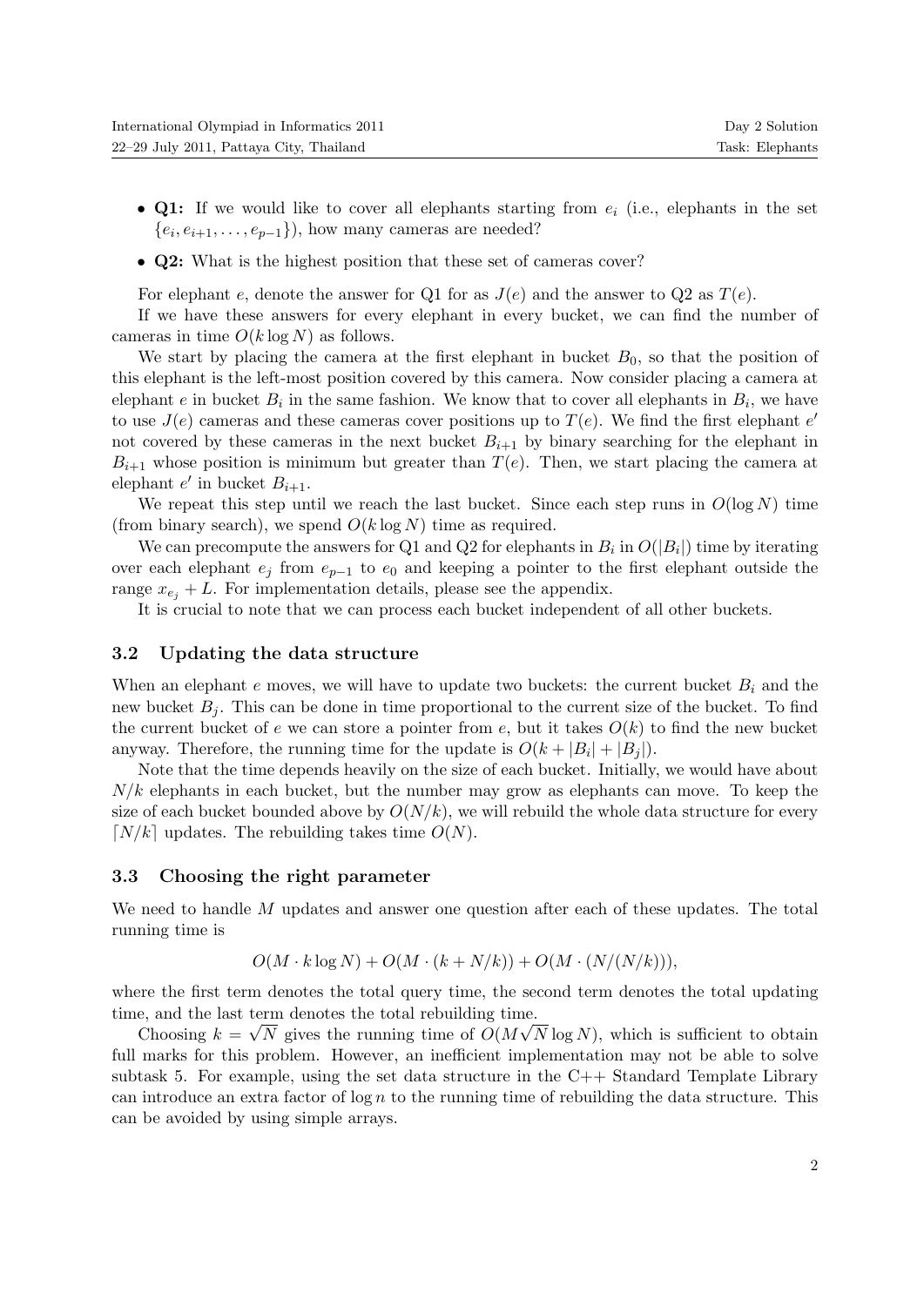- **Q1:** If we would like to cover all elephants starting from $e_i$ (i.e., elephants in the set $\{e_i, e_{i+1}, \ldots, e_{p-1}\}$), how many cameras are needed?
- **Q2:** What is the highest position that these set of cameras cover?

For elephant $e$, denote the answer for Q1 for as $J(e)$ and the answer to Q2 as $T(e)$.

If we have these answers for every elephant in every bucket, we can find the number of cameras in time $O(k \log N)$ as follows.

We start by placing the camera at the first elephant in bucket $B_0$, so that the position of this elephant is the left-most position covered by this camera. Now consider placing a camera at elephant $e$ in bucket $B_i$ in the same fashion. We know that to cover all elephants in $B_i$, we have to use $J(e)$ cameras and these cameras cover positions up to $T(e)$. We find the first elephant $e'$ not covered by these cameras in the next bucket $B_{i+1}$ by binary searching for the elephant in $B_{i+1}$ whose position is minimum but greater than $T(e)$. Then, we start placing the camera at elephant $e'$ in bucket $B_{i+1}$.

We repeat this step until we reach the last bucket. Since each step runs in $O(\log N)$ time (from binary search), we spend $O(k \log N)$ time as required.

We can precompute the answers for Q1 and Q2 for elephants in $B_i$ in $O(|B_i|)$ time by iterating over each elephant $e_j$ from $e_{p-1}$ to $e_0$ and keeping a pointer to the first elephant outside the range $x_{e_j} + L$. For implementation details, please see the appendix.

It is crucial to note that we can process each bucket independent of all other buckets.

### 3.2 Updating the data structure

When an elephant $e$ moves, we will have to update two buckets: the current bucket $B_i$ and the new bucket $B_j$. This can be done in time proportional to the current size of the bucket. To find the current bucket of $e$ we can store a pointer from $e$, but it takes $O(k)$ to find the new bucket anyway. Therefore, the running time for the update is $O(k + |B_i| + |B_j|)$.

Note that the time depends heavily on the size of each bucket. Initially, we would have about $N/k$ elephants in each bucket, but the number may grow as elephants can move. To keep the size of each bucket bounded above by $O(N/k)$, we will rebuild the whole data structure for every $\lceil N/k \rceil$ updates. The rebuilding takes time $O(N)$.

### 3.3 Choosing the right parameter

We need to handle $M$ updates and answer one question after each of these updates. The total running time is

$$O(M \cdot k \log N) + O(M \cdot (k + N/k)) + O(M \cdot (N/(N/k))),$$

where the first term denotes the total query time, the second term denotes the total updating time, and the last term denotes the total rebuilding time.

Choosing $k = \sqrt{N}$ gives the running time of $O(M\sqrt{N} \log N)$, which is sufficient to obtain full marks for this problem. However, an inefficient implementation may not be able to solve subtask 5. For example, using the set data structure in the C++ Standard Template Library can introduce an extra factor of $\log n$ to the running time of rebuilding the data structure. This can be avoided by using simple arrays.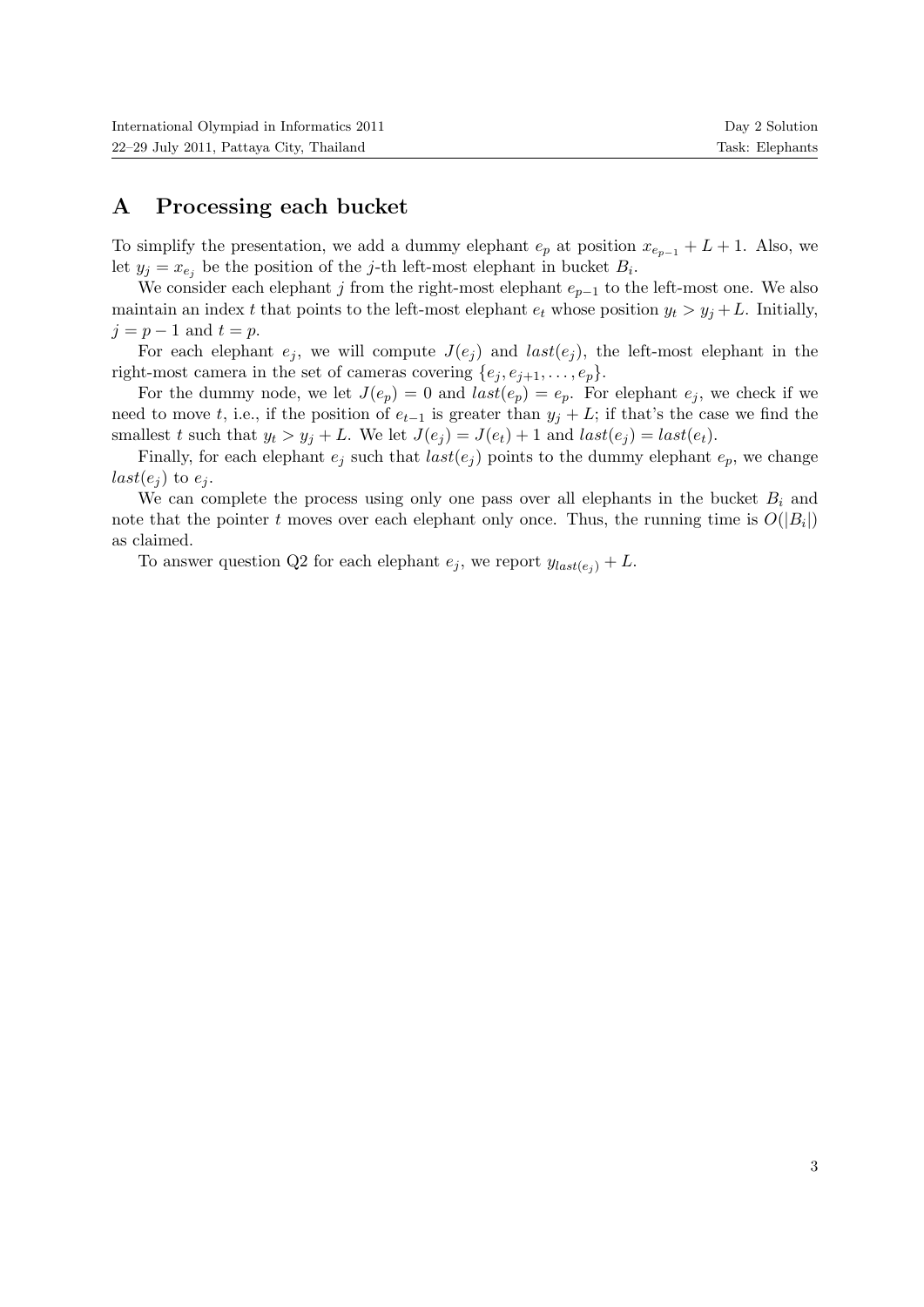## A Processing each bucket

To simplify the presentation, we add a dummy elephant $e_p$ at position $x_{e_{p-1}} + L + 1$. Also, we let $y_j = x_{e_j}$ be the position of the $j$-th left-most elephant in bucket $B_i$.

We consider each elephant $j$ from the right-most elephant $e_{p-1}$ to the left-most one. We also maintain an index $t$ that points to the left-most elephant $e_t$ whose position $y_t > y_j + L$. Initially, $j = p - 1$ and $t = p$.

For each elephant $e_j$, we will compute $J(e_j)$ and $last(e_j)$, the left-most elephant in the right-most camera in the set of cameras covering $\{e_j, e_{j+1}, \ldots, e_p\}$.

For the dummy node, we let $J(e_p) = 0$ and $last(e_p) = e_p$. For elephant $e_j$, we check if we need to move $t$, i.e., if the position of $e_{t-1}$ is greater than $y_j + L$; if that's the case we find the smallest $t$ such that $y_t > y_j + L$. We let $J(e_j) = J(e_t) + 1$ and $last(e_j) = last(e_t)$.

Finally, for each elephant $e_j$ such that $last(e_j)$ points to the dummy elephant $e_p$, we change $last(e_j)$ to $e_j$.

We can complete the process using only one pass over all elephants in the bucket $B_i$ and note that the pointer $t$ moves over each elephant only once. Thus, the running time is $O(|B_i|)$ as claimed.

To answer question Q2 for each elephant $e_j$, we report $y_{last(e_j)} + L$.